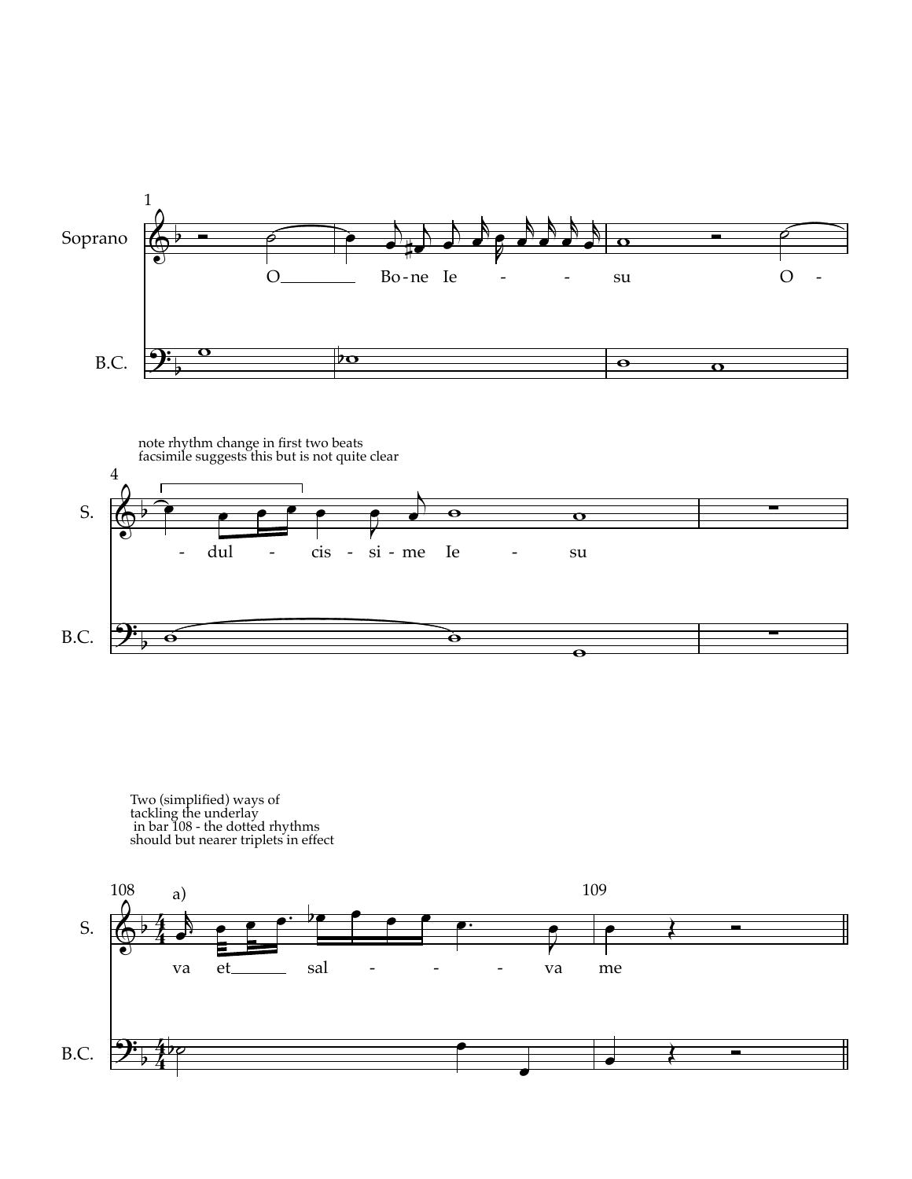note rhythm change in first two beats
facsimile suggests this but is not quite clear

Two (simplified) ways of
tackling the underlay
in bar 108 - the dotted rhythms
should but nearer triplets in effect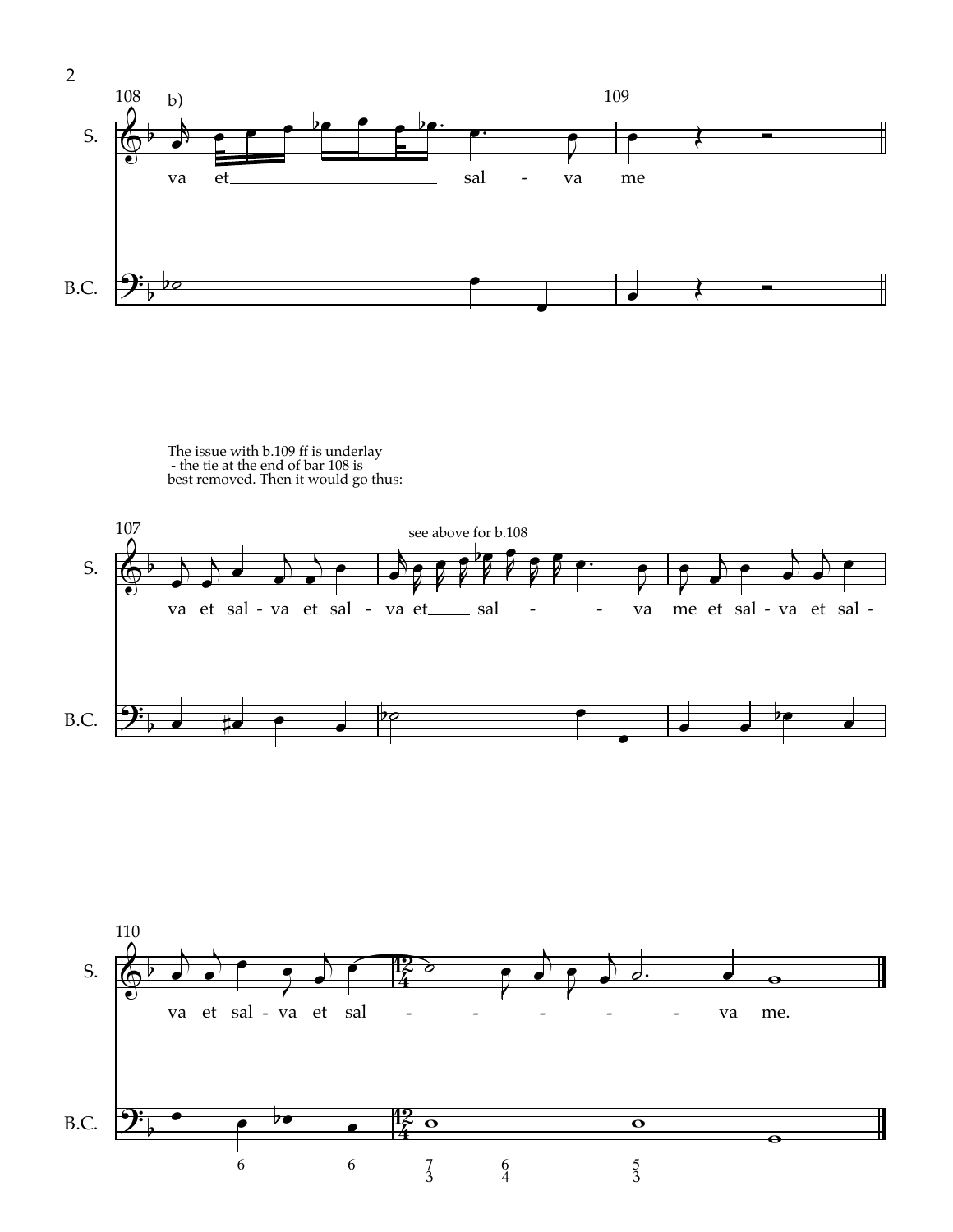The issue with b.109 ff is underlay - the tie at the end of bar 108 is best removed. Then it would go thus: